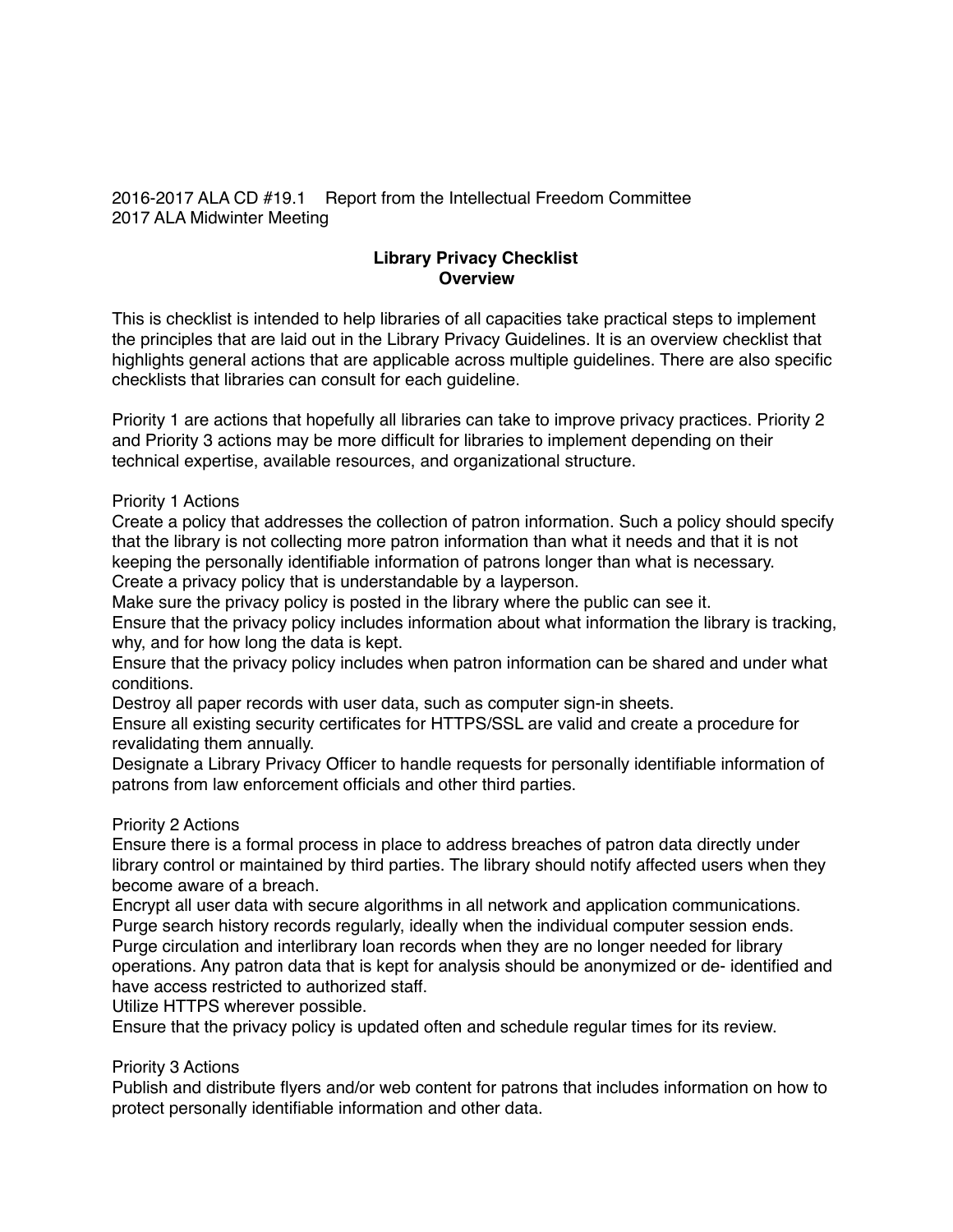2016-2017 ALA CD #19.1    Report from the Intellectual Freedom Committee
2017 ALA Midwinter Meeting

# Library Privacy Checklist
## Overview

This is checklist is intended to help libraries of all capacities take practical steps to implement the principles that are laid out in the Library Privacy Guidelines. It is an overview checklist that highlights general actions that are applicable across multiple guidelines. There are also specific checklists that libraries can consult for each guideline.

Priority 1 are actions that hopefully all libraries can take to improve privacy practices. Priority 2 and Priority 3 actions may be more difficult for libraries to implement depending on their technical expertise, available resources, and organizational structure.

Priority 1 Actions

Create a policy that addresses the collection of patron information. Such a policy should specify that the library is not collecting more patron information than what it needs and that it is not keeping the personally identifiable information of patrons longer than what is necessary.

Create a privacy policy that is understandable by a layperson.

Make sure the privacy policy is posted in the library where the public can see it.

Ensure that the privacy policy includes information about what information the library is tracking, why, and for how long the data is kept.

Ensure that the privacy policy includes when patron information can be shared and under what conditions.

Destroy all paper records with user data, such as computer sign-in sheets.

Ensure all existing security certificates for HTTPS/SSL are valid and create a procedure for revalidating them annually.

Designate a Library Privacy Officer to handle requests for personally identifiable information of patrons from law enforcement officials and other third parties.

Priority 2 Actions

Ensure there is a formal process in place to address breaches of patron data directly under library control or maintained by third parties. The library should notify affected users when they become aware of a breach.

Encrypt all user data with secure algorithms in all network and application communications.

Purge search history records regularly, ideally when the individual computer session ends.

Purge circulation and interlibrary loan records when they are no longer needed for library operations. Any patron data that is kept for analysis should be anonymized or de- identified and have access restricted to authorized staff.

Utilize HTTPS wherever possible.

Ensure that the privacy policy is updated often and schedule regular times for its review.

Priority 3 Actions

Publish and distribute flyers and/or web content for patrons that includes information on how to protect personally identifiable information and other data.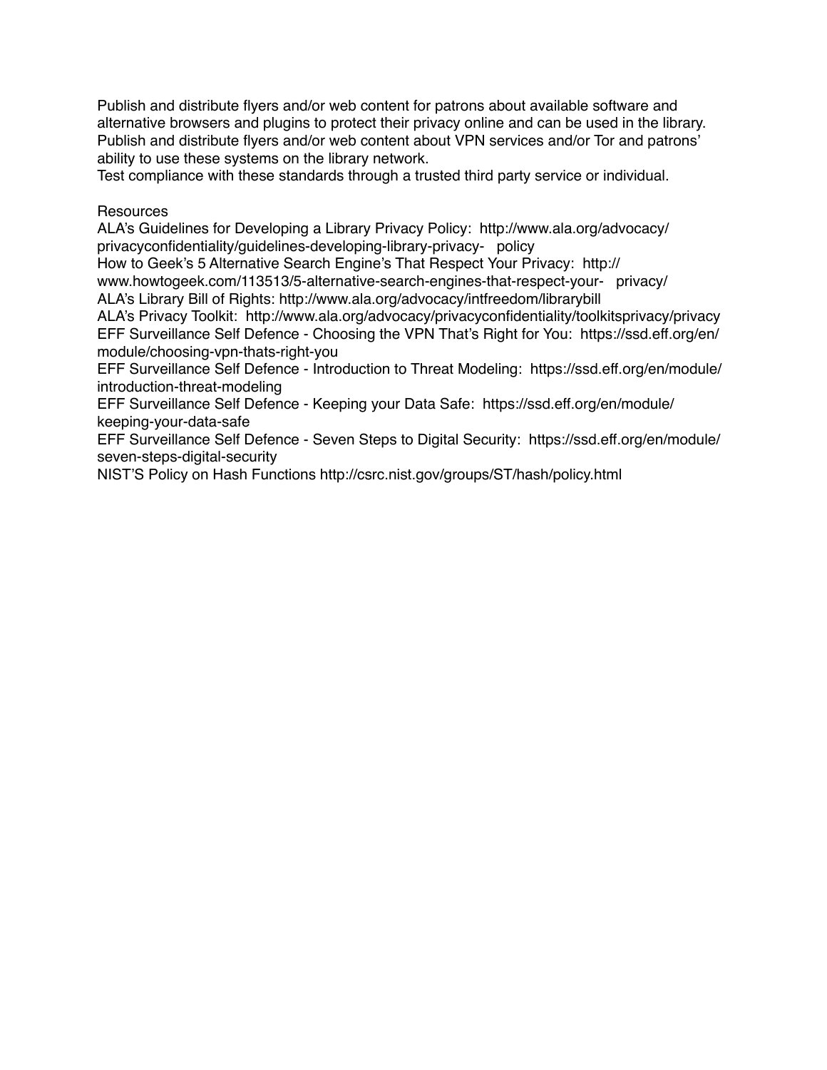Publish and distribute flyers and/or web content for patrons about available software and alternative browsers and plugins to protect their privacy online and can be used in the library.
Publish and distribute flyers and/or web content about VPN services and/or Tor and patrons' ability to use these systems on the library network.
Test compliance with these standards through a trusted third party service or individual.

Resources
ALA's Guidelines for Developing a Library Privacy Policy: http://www.ala.org/advocacy/privacyconfidentiality/guidelines-developing-library-privacy- policy
How to Geek's 5 Alternative Search Engine's That Respect Your Privacy: http://www.howtogeek.com/113513/5-alternative-search-engines-that-respect-your- privacy/
ALA's Library Bill of Rights: http://www.ala.org/advocacy/intfreedom/librarybill
ALA's Privacy Toolkit: http://www.ala.org/advocacy/privacyconfidentiality/toolkitsprivacy/privacy
EFF Surveillance Self Defence - Choosing the VPN That's Right for You: https://ssd.eff.org/en/module/choosing-vpn-thats-right-you
EFF Surveillance Self Defence - Introduction to Threat Modeling: https://ssd.eff.org/en/module/introduction-threat-modeling
EFF Surveillance Self Defence - Keeping your Data Safe: https://ssd.eff.org/en/module/keeping-your-data-safe
EFF Surveillance Self Defence - Seven Steps to Digital Security: https://ssd.eff.org/en/module/seven-steps-digital-security
NIST'S Policy on Hash Functions http://csrc.nist.gov/groups/ST/hash/policy.html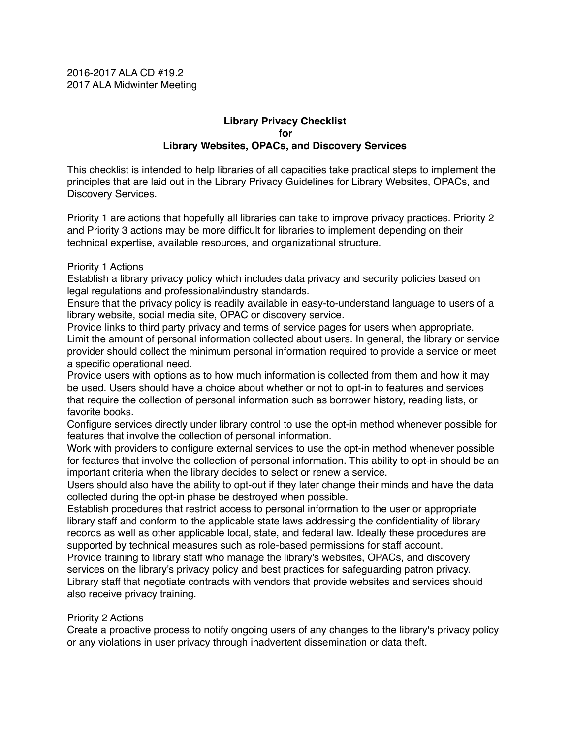2016-2017 ALA CD #19.2
2017 ALA Midwinter Meeting

**Library Privacy Checklist**
**for**
**Library Websites, OPACs, and Discovery Services**

This checklist is intended to help libraries of all capacities take practical steps to implement the principles that are laid out in the Library Privacy Guidelines for Library Websites, OPACs, and Discovery Services.

Priority 1 are actions that hopefully all libraries can take to improve privacy practices. Priority 2 and Priority 3 actions may be more difficult for libraries to implement depending on their technical expertise, available resources, and organizational structure.

Priority 1 Actions

Establish a library privacy policy which includes data privacy and security policies based on legal regulations and professional/industry standards.

Ensure that the privacy policy is readily available in easy-to-understand language to users of a library website, social media site, OPAC or discovery service.

Provide links to third party privacy and terms of service pages for users when appropriate.

Limit the amount of personal information collected about users. In general, the library or service provider should collect the minimum personal information required to provide a service or meet a specific operational need.

Provide users with options as to how much information is collected from them and how it may be used. Users should have a choice about whether or not to opt-in to features and services that require the collection of personal information such as borrower history, reading lists, or favorite books.

Configure services directly under library control to use the opt-in method whenever possible for features that involve the collection of personal information.

Work with providers to configure external services to use the opt-in method whenever possible for features that involve the collection of personal information. This ability to opt-in should be an important criteria when the library decides to select or renew a service.

Users should also have the ability to opt-out if they later change their minds and have the data collected during the opt-in phase be destroyed when possible.

Establish procedures that restrict access to personal information to the user or appropriate library staff and conform to the applicable state laws addressing the confidentiality of library records as well as other applicable local, state, and federal law. Ideally these procedures are supported by technical measures such as role-based permissions for staff account.

Provide training to library staff who manage the library's websites, OPACs, and discovery services on the library's privacy policy and best practices for safeguarding patron privacy. Library staff that negotiate contracts with vendors that provide websites and services should also receive privacy training.

Priority 2 Actions

Create a proactive process to notify ongoing users of any changes to the library's privacy policy or any violations in user privacy through inadvertent dissemination or data theft.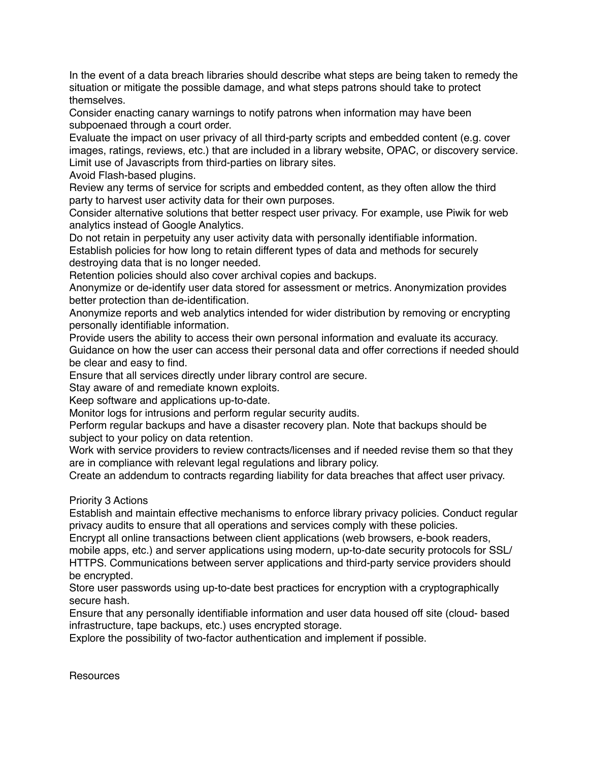In the event of a data breach libraries should describe what steps are being taken to remedy the situation or mitigate the possible damage, and what steps patrons should take to protect themselves.

Consider enacting canary warnings to notify patrons when information may have been subpoenaed through a court order.

Evaluate the impact on user privacy of all third-party scripts and embedded content (e.g. cover images, ratings, reviews, etc.) that are included in a library website, OPAC, or discovery service.

Limit use of Javascripts from third-parties on library sites.

Avoid Flash-based plugins.

Review any terms of service for scripts and embedded content, as they often allow the third party to harvest user activity data for their own purposes.

Consider alternative solutions that better respect user privacy. For example, use Piwik for web analytics instead of Google Analytics.

Do not retain in perpetuity any user activity data with personally identifiable information.

Establish policies for how long to retain different types of data and methods for securely destroying data that is no longer needed.

Retention policies should also cover archival copies and backups.

Anonymize or de-identify user data stored for assessment or metrics. Anonymization provides better protection than de-identification.

Anonymize reports and web analytics intended for wider distribution by removing or encrypting personally identifiable information.

Provide users the ability to access their own personal information and evaluate its accuracy.

Guidance on how the user can access their personal data and offer corrections if needed should be clear and easy to find.

Ensure that all services directly under library control are secure.

Stay aware of and remediate known exploits.

Keep software and applications up-to-date.

Monitor logs for intrusions and perform regular security audits.

Perform regular backups and have a disaster recovery plan. Note that backups should be subject to your policy on data retention.

Work with service providers to review contracts/licenses and if needed revise them so that they are in compliance with relevant legal regulations and library policy.

Create an addendum to contracts regarding liability for data breaches that affect user privacy.

Priority 3 Actions

Establish and maintain effective mechanisms to enforce library privacy policies. Conduct regular privacy audits to ensure that all operations and services comply with these policies.

Encrypt all online transactions between client applications (web browsers, e-book readers, mobile apps, etc.) and server applications using modern, up-to-date security protocols for SSL/HTTPS. Communications between server applications and third-party service providers should be encrypted.

Store user passwords using up-to-date best practices for encryption with a cryptographically secure hash.

Ensure that any personally identifiable information and user data housed off site (cloud- based infrastructure, tape backups, etc.) uses encrypted storage.

Explore the possibility of two-factor authentication and implement if possible.

Resources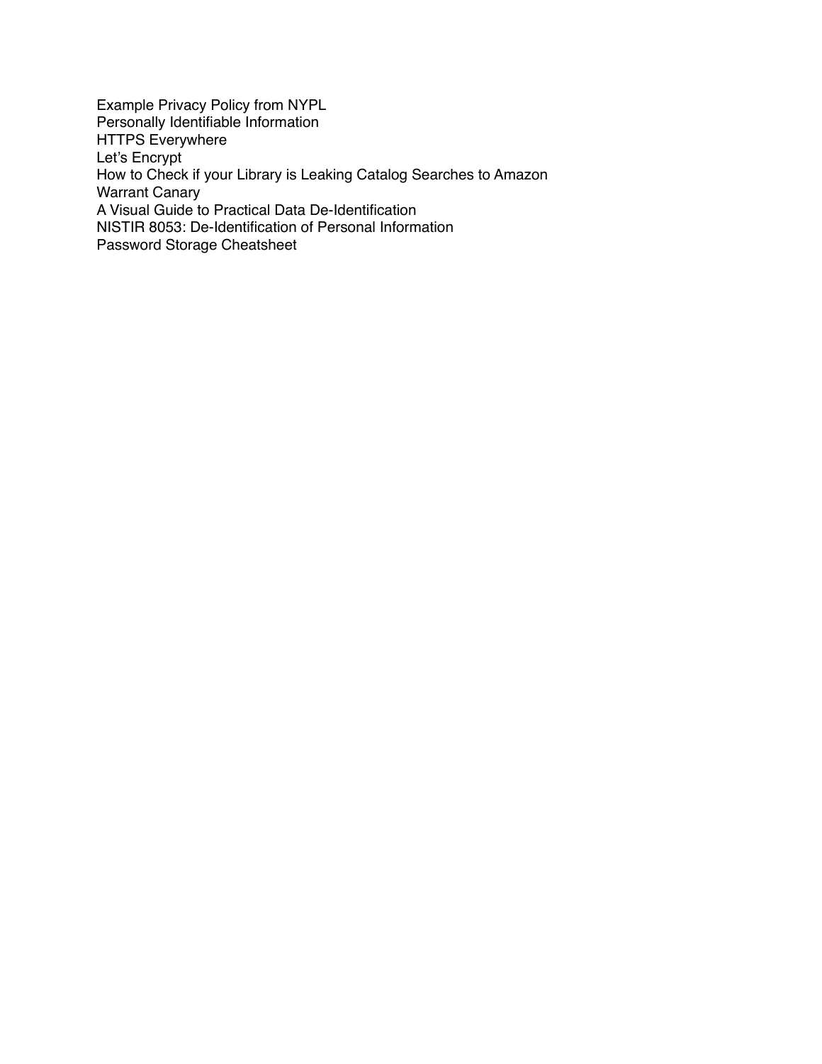Example Privacy Policy from NYPL
Personally Identifiable Information
HTTPS Everywhere
Let's Encrypt
How to Check if your Library is Leaking Catalog Searches to Amazon
Warrant Canary
A Visual Guide to Practical Data De-Identification
NISTIR 8053: De-Identification of Personal Information
Password Storage Cheatsheet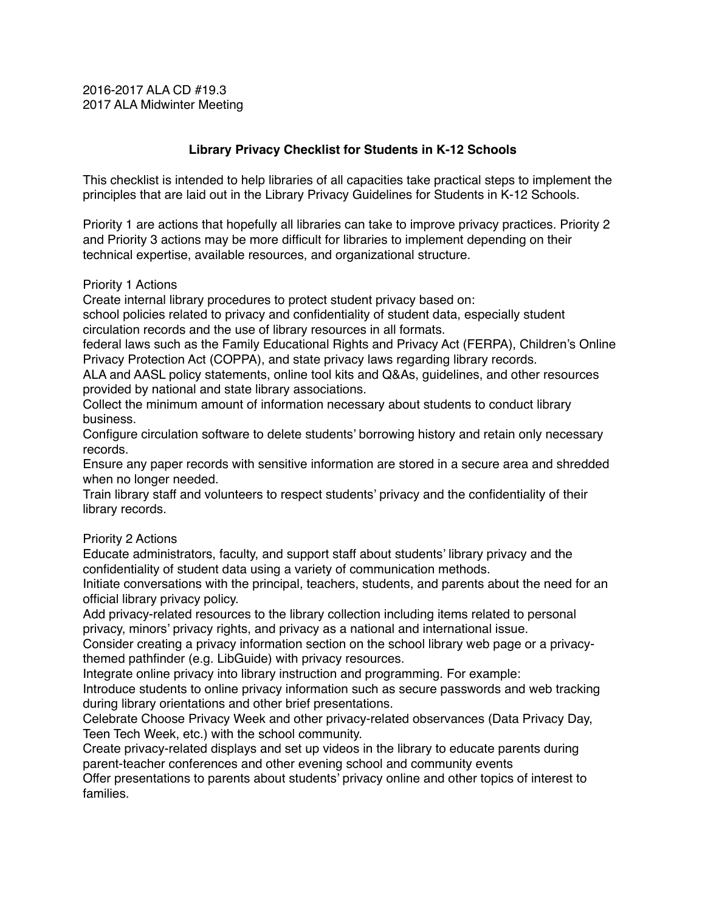2016-2017 ALA CD #19.3
2017 ALA Midwinter Meeting

## Library Privacy Checklist for Students in K-12 Schools

This checklist is intended to help libraries of all capacities take practical steps to implement the principles that are laid out in the Library Privacy Guidelines for Students in K-12 Schools.

Priority 1 are actions that hopefully all libraries can take to improve privacy practices. Priority 2 and Priority 3 actions may be more difficult for libraries to implement depending on their technical expertise, available resources, and organizational structure.

Priority 1 Actions

Create internal library procedures to protect student privacy based on:

school policies related to privacy and confidentiality of student data, especially student circulation records and the use of library resources in all formats.

federal laws such as the Family Educational Rights and Privacy Act (FERPA), Children's Online Privacy Protection Act (COPPA), and state privacy laws regarding library records.

ALA and AASL policy statements, online tool kits and Q&As, guidelines, and other resources provided by national and state library associations.

Collect the minimum amount of information necessary about students to conduct library business.

Configure circulation software to delete students' borrowing history and retain only necessary records.

Ensure any paper records with sensitive information are stored in a secure area and shredded when no longer needed.

Train library staff and volunteers to respect students' privacy and the confidentiality of their library records.

Priority 2 Actions

Educate administrators, faculty, and support staff about students' library privacy and the confidentiality of student data using a variety of communication methods.

Initiate conversations with the principal, teachers, students, and parents about the need for an official library privacy policy.

Add privacy-related resources to the library collection including items related to personal privacy, minors' privacy rights, and privacy as a national and international issue.

Consider creating a privacy information section on the school library web page or a privacy-themed pathfinder (e.g. LibGuide) with privacy resources.

Integrate online privacy into library instruction and programming. For example:

Introduce students to online privacy information such as secure passwords and web tracking during library orientations and other brief presentations.

Celebrate Choose Privacy Week and other privacy-related observances (Data Privacy Day, Teen Tech Week, etc.) with the school community.

Create privacy-related displays and set up videos in the library to educate parents during parent-teacher conferences and other evening school and community events

Offer presentations to parents about students' privacy online and other topics of interest to families.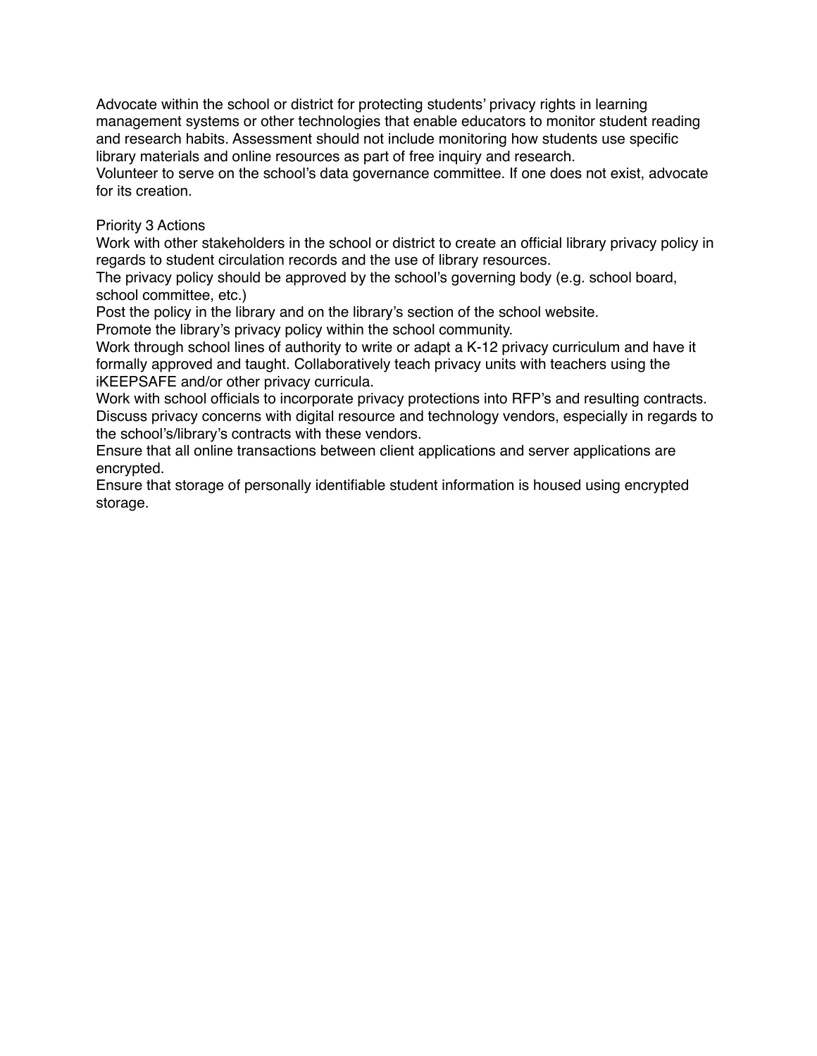Advocate within the school or district for protecting students' privacy rights in learning management systems or other technologies that enable educators to monitor student reading and research habits. Assessment should not include monitoring how students use specific library materials and online resources as part of free inquiry and research.

Volunteer to serve on the school's data governance committee. If one does not exist, advocate for its creation.

Priority 3 Actions

Work with other stakeholders in the school or district to create an official library privacy policy in regards to student circulation records and the use of library resources.

The privacy policy should be approved by the school's governing body (e.g. school board, school committee, etc.)

Post the policy in the library and on the library's section of the school website.

Promote the library's privacy policy within the school community.

Work through school lines of authority to write or adapt a K-12 privacy curriculum and have it formally approved and taught. Collaboratively teach privacy units with teachers using the iKEEPSAFE and/or other privacy curricula.

Work with school officials to incorporate privacy protections into RFP's and resulting contracts. Discuss privacy concerns with digital resource and technology vendors, especially in regards to the school's/library's contracts with these vendors.

Ensure that all online transactions between client applications and server applications are encrypted.

Ensure that storage of personally identifiable student information is housed using encrypted storage.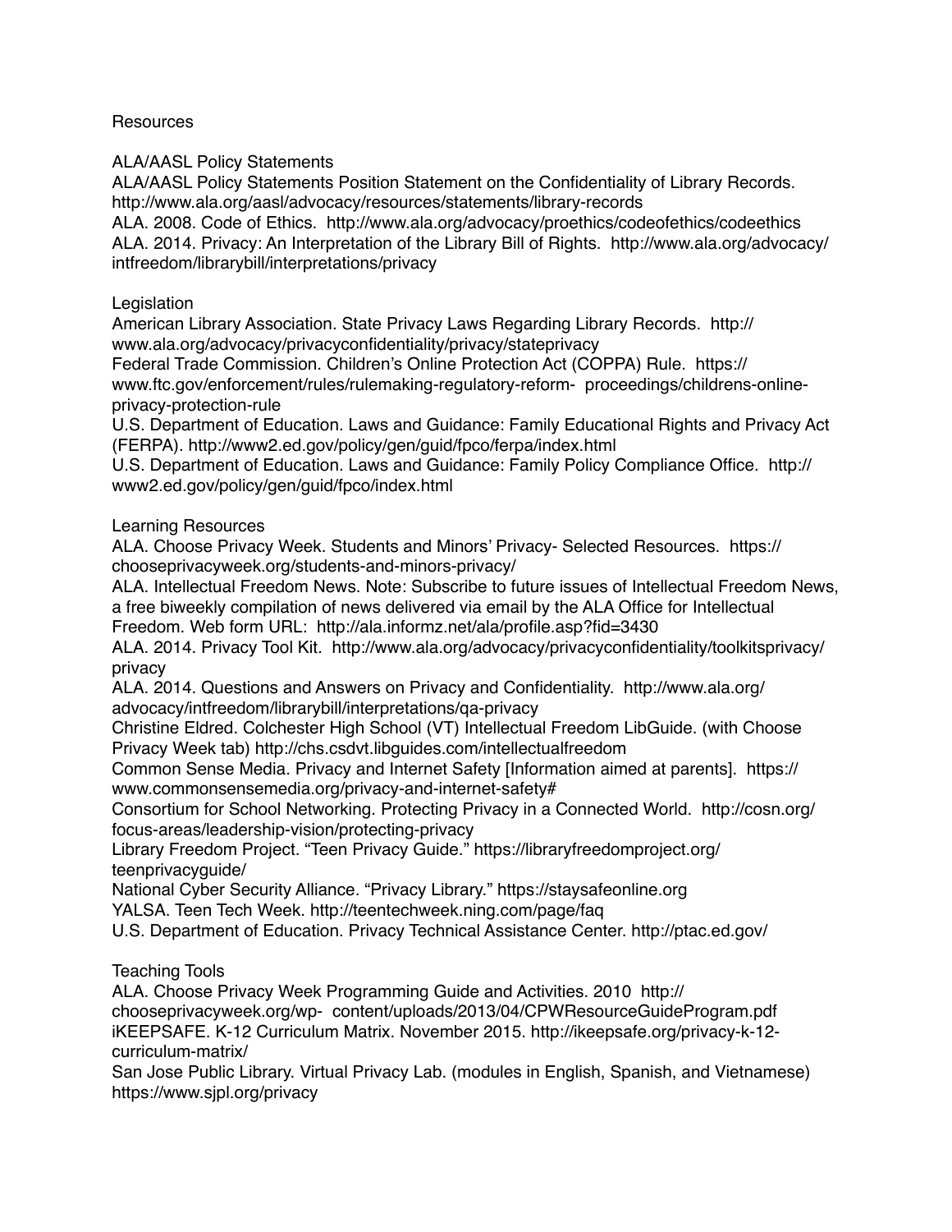# Resources

## ALA/AASL Policy Statements

ALA/AASL Policy Statements Position Statement on the Confidentiality of Library Records. http://www.ala.org/aasl/advocacy/resources/statements/library-records

ALA. 2008. Code of Ethics. http://www.ala.org/advocacy/proethics/codeofethics/codeethics

ALA. 2014. Privacy: An Interpretation of the Library Bill of Rights. http://www.ala.org/advocacy/intfreedom/librarybill/interpretations/privacy

## Legislation

American Library Association. State Privacy Laws Regarding Library Records. http://www.ala.org/advocacy/privacyconfidentiality/privacy/stateprivacy

Federal Trade Commission. Children's Online Protection Act (COPPA) Rule. https://www.ftc.gov/enforcement/rules/rulemaking-regulatory-reform- proceedings/childrens-online-privacy-protection-rule

U.S. Department of Education. Laws and Guidance: Family Educational Rights and Privacy Act (FERPA). http://www2.ed.gov/policy/gen/guid/fpco/ferpa/index.html

U.S. Department of Education. Laws and Guidance: Family Policy Compliance Office. http://www2.ed.gov/policy/gen/guid/fpco/index.html

## Learning Resources

ALA. Choose Privacy Week. Students and Minors' Privacy- Selected Resources. https://chooseprivacyweek.org/students-and-minors-privacy/

ALA. Intellectual Freedom News. Note: Subscribe to future issues of Intellectual Freedom News, a free biweekly compilation of news delivered via email by the ALA Office for Intellectual Freedom. Web form URL: http://ala.informz.net/ala/profile.asp?fid=3430

ALA. 2014. Privacy Tool Kit. http://www.ala.org/advocacy/privacyconfidentiality/toolkitsprivacy/privacy

ALA. 2014. Questions and Answers on Privacy and Confidentiality. http://www.ala.org/advocacy/intfreedom/librarybill/interpretations/qa-privacy

Christine Eldred. Colchester High School (VT) Intellectual Freedom LibGuide. (with Choose Privacy Week tab) http://chs.csdvt.libguides.com/intellectualfreedom

Common Sense Media. Privacy and Internet Safety [Information aimed at parents]. https://www.commonsensemedia.org/privacy-and-internet-safety#

Consortium for School Networking. Protecting Privacy in a Connected World. http://cosn.org/focus-areas/leadership-vision/protecting-privacy

Library Freedom Project. "Teen Privacy Guide." https://libraryfreedomproject.org/teenprivacyguide/

National Cyber Security Alliance. "Privacy Library." https://staysafeonline.org

YALSA. Teen Tech Week. http://teentechweek.ning.com/page/faq

U.S. Department of Education. Privacy Technical Assistance Center. http://ptac.ed.gov/

## Teaching Tools

ALA. Choose Privacy Week Programming Guide and Activities. 2010 http://chooseprivacyweek.org/wp- content/uploads/2013/04/CPWResourceGuideProgram.pdf

iKEEPSAFE. K-12 Curriculum Matrix. November 2015. http://ikeepsafe.org/privacy-k-12-curriculum-matrix/

San Jose Public Library. Virtual Privacy Lab. (modules in English, Spanish, and Vietnamese) https://www.sjpl.org/privacy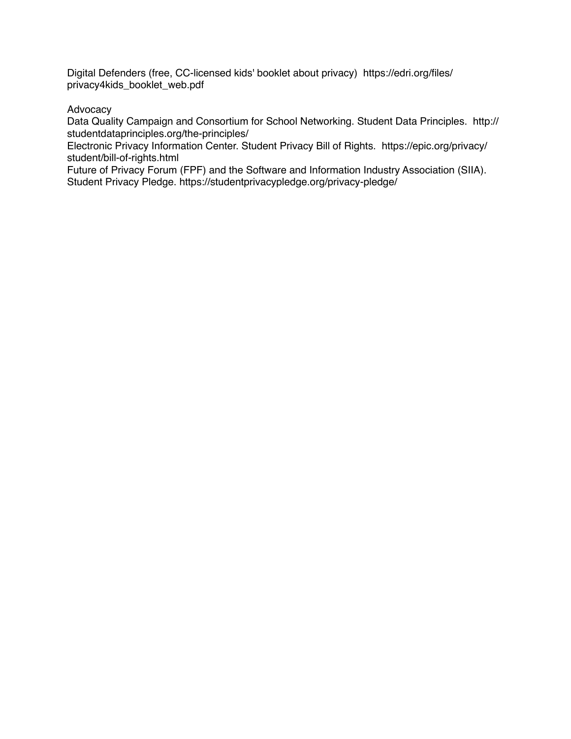Digital Defenders (free, CC-licensed kids' booklet about privacy) https://edri.org/files/privacy4kids_booklet_web.pdf

Advocacy

Data Quality Campaign and Consortium for School Networking. Student Data Principles. http://studentdataprinciples.org/the-principles/

Electronic Privacy Information Center. Student Privacy Bill of Rights. https://epic.org/privacy/student/bill-of-rights.html

Future of Privacy Forum (FPF) and the Software and Information Industry Association (SIIA). Student Privacy Pledge. https://studentprivacypledge.org/privacy-pledge/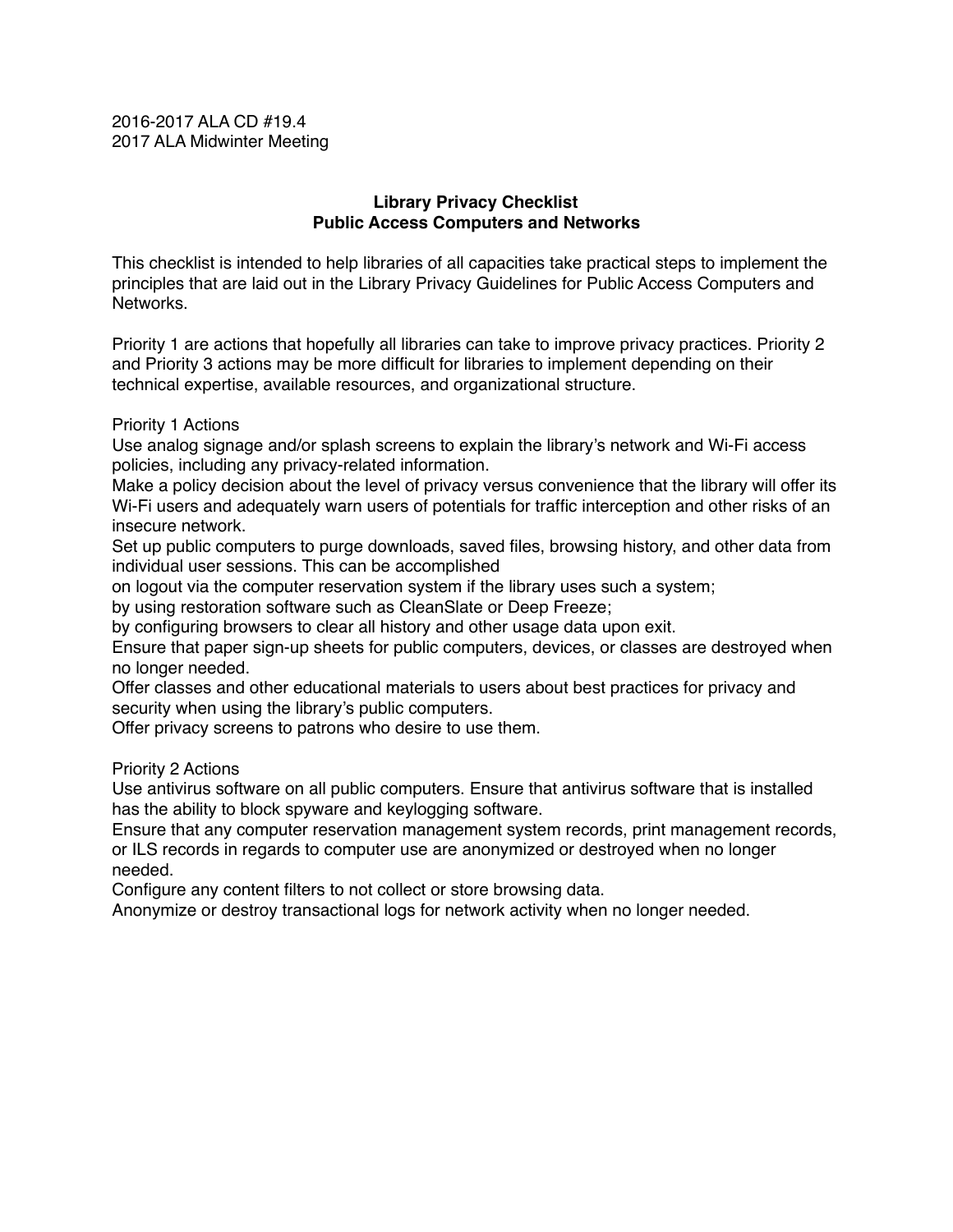2016-2017 ALA CD #19.4
2017 ALA Midwinter Meeting

**Library Privacy Checklist**
**Public Access Computers and Networks**

This checklist is intended to help libraries of all capacities take practical steps to implement the principles that are laid out in the Library Privacy Guidelines for Public Access Computers and Networks.

Priority 1 are actions that hopefully all libraries can take to improve privacy practices. Priority 2 and Priority 3 actions may be more difficult for libraries to implement depending on their technical expertise, available resources, and organizational structure.

Priority 1 Actions

Use analog signage and/or splash screens to explain the library's network and Wi-Fi access policies, including any privacy-related information.

Make a policy decision about the level of privacy versus convenience that the library will offer its Wi-Fi users and adequately warn users of potentials for traffic interception and other risks of an insecure network.

Set up public computers to purge downloads, saved files, browsing history, and other data from individual user sessions. This can be accomplished

on logout via the computer reservation system if the library uses such a system;

by using restoration software such as CleanSlate or Deep Freeze;

by configuring browsers to clear all history and other usage data upon exit.

Ensure that paper sign-up sheets for public computers, devices, or classes are destroyed when no longer needed.

Offer classes and other educational materials to users about best practices for privacy and security when using the library's public computers.

Offer privacy screens to patrons who desire to use them.

Priority 2 Actions

Use antivirus software on all public computers. Ensure that antivirus software that is installed has the ability to block spyware and keylogging software.

Ensure that any computer reservation management system records, print management records, or ILS records in regards to computer use are anonymized or destroyed when no longer needed.

Configure any content filters to not collect or store browsing data.

Anonymize or destroy transactional logs for network activity when no longer needed.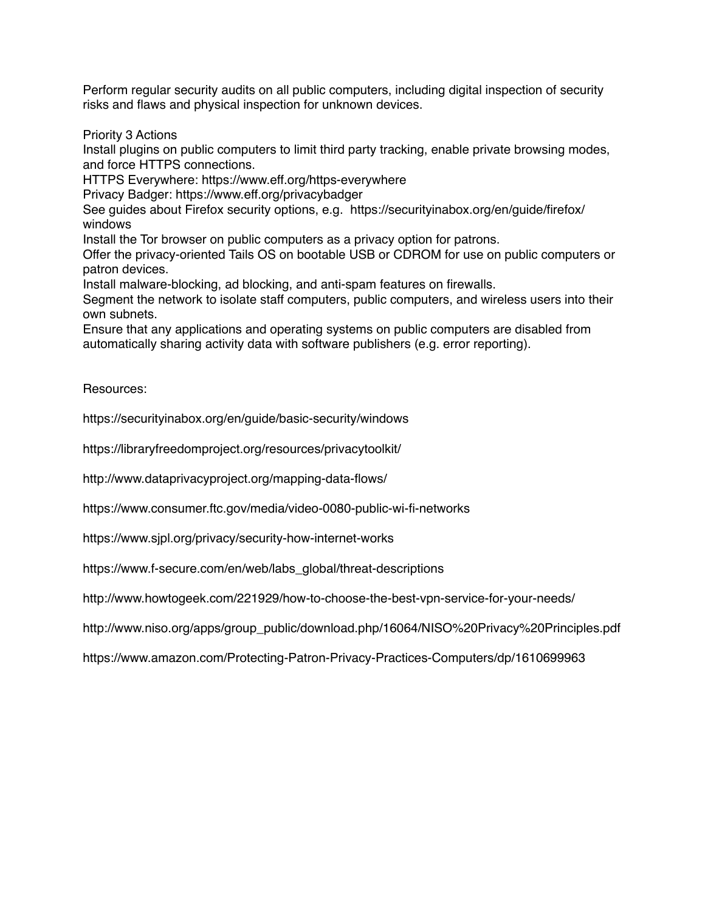Perform regular security audits on all public computers, including digital inspection of security risks and flaws and physical inspection for unknown devices.

Priority 3 Actions

Install plugins on public computers to limit third party tracking, enable private browsing modes, and force HTTPS connections.

HTTPS Everywhere: https://www.eff.org/https-everywhere

Privacy Badger: https://www.eff.org/privacybadger

See guides about Firefox security options, e.g. https://securityinabox.org/en/guide/firefox/windows

Install the Tor browser on public computers as a privacy option for patrons.

Offer the privacy-oriented Tails OS on bootable USB or CDROM for use on public computers or patron devices.

Install malware-blocking, ad blocking, and anti-spam features on firewalls.

Segment the network to isolate staff computers, public computers, and wireless users into their own subnets.

Ensure that any applications and operating systems on public computers are disabled from automatically sharing activity data with software publishers (e.g. error reporting).

Resources:

https://securityinabox.org/en/guide/basic-security/windows

https://libraryfreedomproject.org/resources/privacytoolkit/

http://www.dataprivacyproject.org/mapping-data-flows/

https://www.consumer.ftc.gov/media/video-0080-public-wi-fi-networks

https://www.sjpl.org/privacy/security-how-internet-works

https://www.f-secure.com/en/web/labs_global/threat-descriptions

http://www.howtogeek.com/221929/how-to-choose-the-best-vpn-service-for-your-needs/

http://www.niso.org/apps/group_public/download.php/16064/NISO%20Privacy%20Principles.pdf

https://www.amazon.com/Protecting-Patron-Privacy-Practices-Computers/dp/1610699963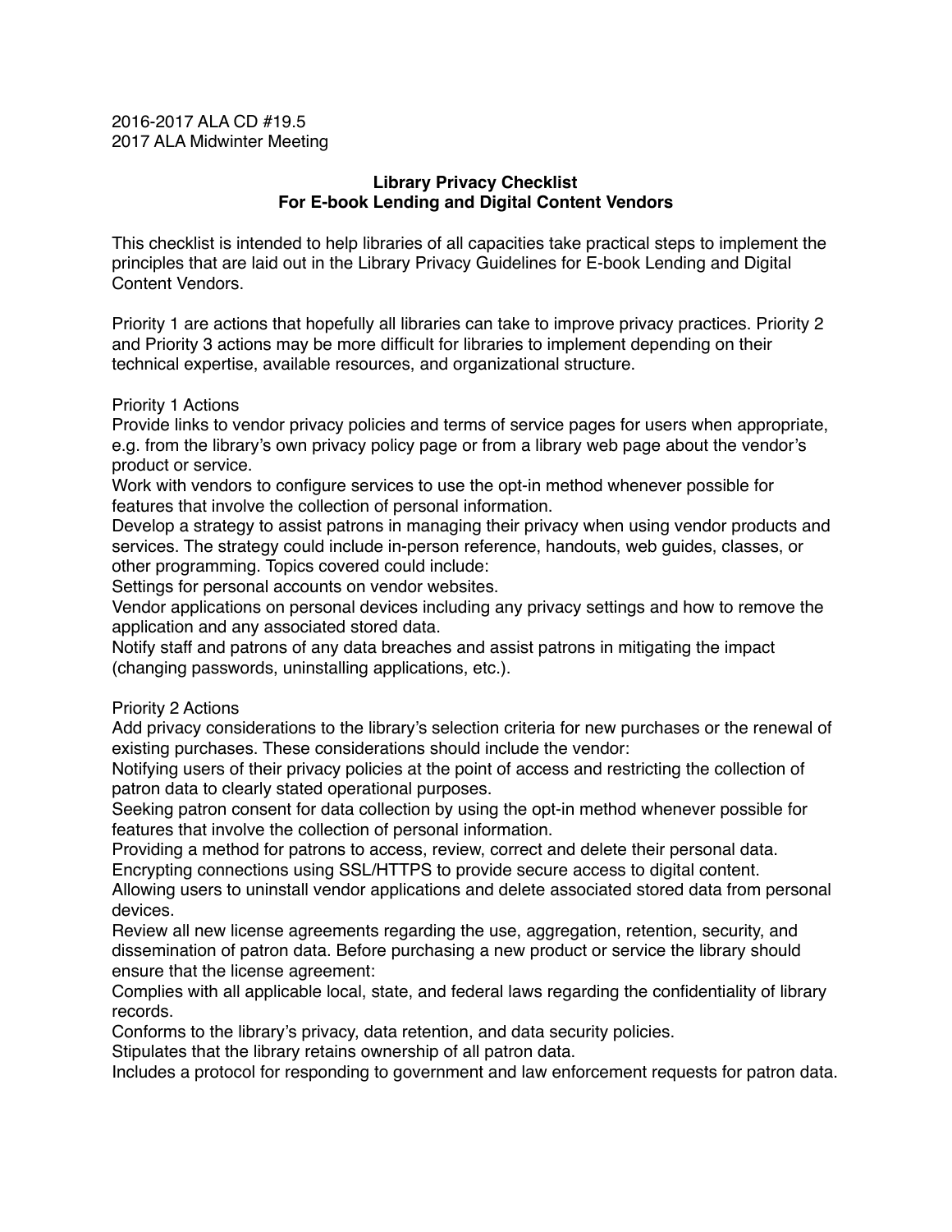2016-2017 ALA CD #19.5
2017 ALA Midwinter Meeting

**Library Privacy Checklist**
**For E-book Lending and Digital Content Vendors**

This checklist is intended to help libraries of all capacities take practical steps to implement the principles that are laid out in the Library Privacy Guidelines for E-book Lending and Digital Content Vendors.

Priority 1 are actions that hopefully all libraries can take to improve privacy practices. Priority 2 and Priority 3 actions may be more difficult for libraries to implement depending on their technical expertise, available resources, and organizational structure.

Priority 1 Actions

Provide links to vendor privacy policies and terms of service pages for users when appropriate, e.g. from the library's own privacy policy page or from a library web page about the vendor's product or service.

Work with vendors to configure services to use the opt-in method whenever possible for features that involve the collection of personal information.

Develop a strategy to assist patrons in managing their privacy when using vendor products and services. The strategy could include in-person reference, handouts, web guides, classes, or other programming. Topics covered could include:

Settings for personal accounts on vendor websites.

Vendor applications on personal devices including any privacy settings and how to remove the application and any associated stored data.

Notify staff and patrons of any data breaches and assist patrons in mitigating the impact (changing passwords, uninstalling applications, etc.).

Priority 2 Actions

Add privacy considerations to the library's selection criteria for new purchases or the renewal of existing purchases. These considerations should include the vendor:

Notifying users of their privacy policies at the point of access and restricting the collection of patron data to clearly stated operational purposes.

Seeking patron consent for data collection by using the opt-in method whenever possible for features that involve the collection of personal information.

Providing a method for patrons to access, review, correct and delete their personal data.

Encrypting connections using SSL/HTTPS to provide secure access to digital content.

Allowing users to uninstall vendor applications and delete associated stored data from personal devices.

Review all new license agreements regarding the use, aggregation, retention, security, and dissemination of patron data. Before purchasing a new product or service the library should ensure that the license agreement:

Complies with all applicable local, state, and federal laws regarding the confidentiality of library records.

Conforms to the library's privacy, data retention, and data security policies.

Stipulates that the library retains ownership of all patron data.

Includes a protocol for responding to government and law enforcement requests for patron data.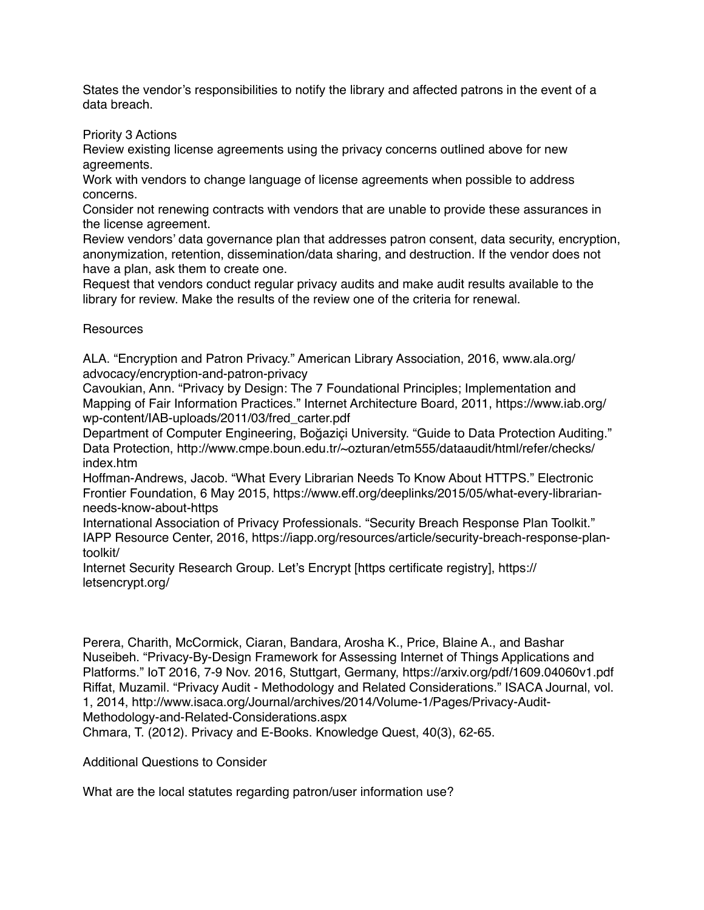States the vendor's responsibilities to notify the library and affected patrons in the event of a data breach.

Priority 3 Actions

Review existing license agreements using the privacy concerns outlined above for new agreements.

Work with vendors to change language of license agreements when possible to address concerns.

Consider not renewing contracts with vendors that are unable to provide these assurances in the license agreement.

Review vendors' data governance plan that addresses patron consent, data security, encryption, anonymization, retention, dissemination/data sharing, and destruction. If the vendor does not have a plan, ask them to create one.

Request that vendors conduct regular privacy audits and make audit results available to the library for review. Make the results of the review one of the criteria for renewal.

Resources

ALA. "Encryption and Patron Privacy." American Library Association, 2016, www.ala.org/advocacy/encryption-and-patron-privacy

Cavoukian, Ann. "Privacy by Design: The 7 Foundational Principles; Implementation and Mapping of Fair Information Practices." Internet Architecture Board, 2011, https://www.iab.org/wp-content/IAB-uploads/2011/03/fred_carter.pdf

Department of Computer Engineering, Boğaziçi University. "Guide to Data Protection Auditing." Data Protection, http://www.cmpe.boun.edu.tr/~ozturan/etm555/dataaudit/html/refer/checks/index.htm

Hoffman-Andrews, Jacob. "What Every Librarian Needs To Know About HTTPS." Electronic Frontier Foundation, 6 May 2015, https://www.eff.org/deeplinks/2015/05/what-every-librarian-needs-know-about-https

International Association of Privacy Professionals. "Security Breach Response Plan Toolkit." IAPP Resource Center, 2016, https://iapp.org/resources/article/security-breach-response-plan-toolkit/

Internet Security Research Group. Let's Encrypt [https certificate registry], https://letsencrypt.org/

Perera, Charith, McCormick, Ciaran, Bandara, Arosha K., Price, Blaine A., and Bashar Nuseibeh. "Privacy-By-Design Framework for Assessing Internet of Things Applications and Platforms." IoT 2016, 7-9 Nov. 2016, Stuttgart, Germany, https://arxiv.org/pdf/1609.04060v1.pdf

Riffat, Muzamil. "Privacy Audit - Methodology and Related Considerations." ISACA Journal, vol. 1, 2014, http://www.isaca.org/Journal/archives/2014/Volume-1/Pages/Privacy-Audit-Methodology-and-Related-Considerations.aspx

Chmara, T. (2012). Privacy and E-Books. Knowledge Quest, 40(3), 62-65.

Additional Questions to Consider

What are the local statutes regarding patron/user information use?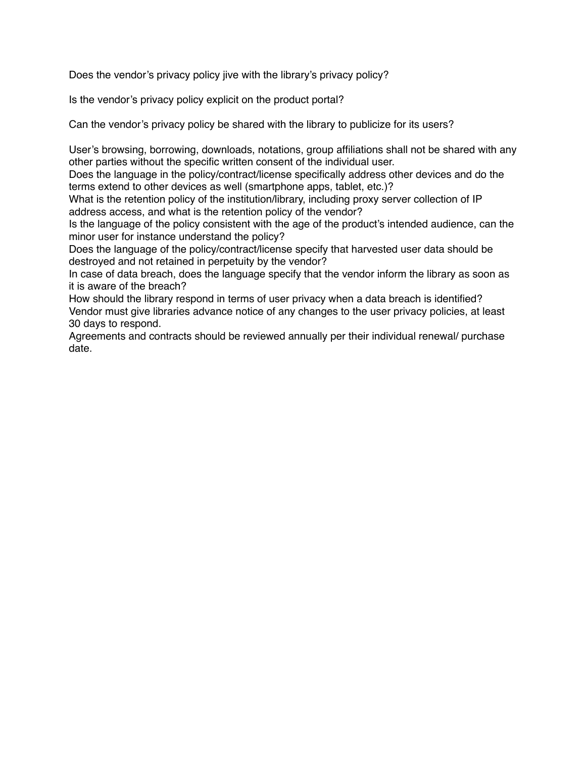Does the vendor's privacy policy jive with the library's privacy policy?

Is the vendor's privacy policy explicit on the product portal?

Can the vendor's privacy policy be shared with the library to publicize for its users?

User's browsing, borrowing, downloads, notations, group affiliations shall not be shared with any other parties without the specific written consent of the individual user.

Does the language in the policy/contract/license specifically address other devices and do the terms extend to other devices as well (smartphone apps, tablet, etc.)?

What is the retention policy of the institution/library, including proxy server collection of IP address access, and what is the retention policy of the vendor?

Is the language of the policy consistent with the age of the product's intended audience, can the minor user for instance understand the policy?

Does the language of the policy/contract/license specify that harvested user data should be destroyed and not retained in perpetuity by the vendor?

In case of data breach, does the language specify that the vendor inform the library as soon as it is aware of the breach?

How should the library respond in terms of user privacy when a data breach is identified?

Vendor must give libraries advance notice of any changes to the user privacy policies, at least 30 days to respond.

Agreements and contracts should be reviewed annually per their individual renewal/ purchase date.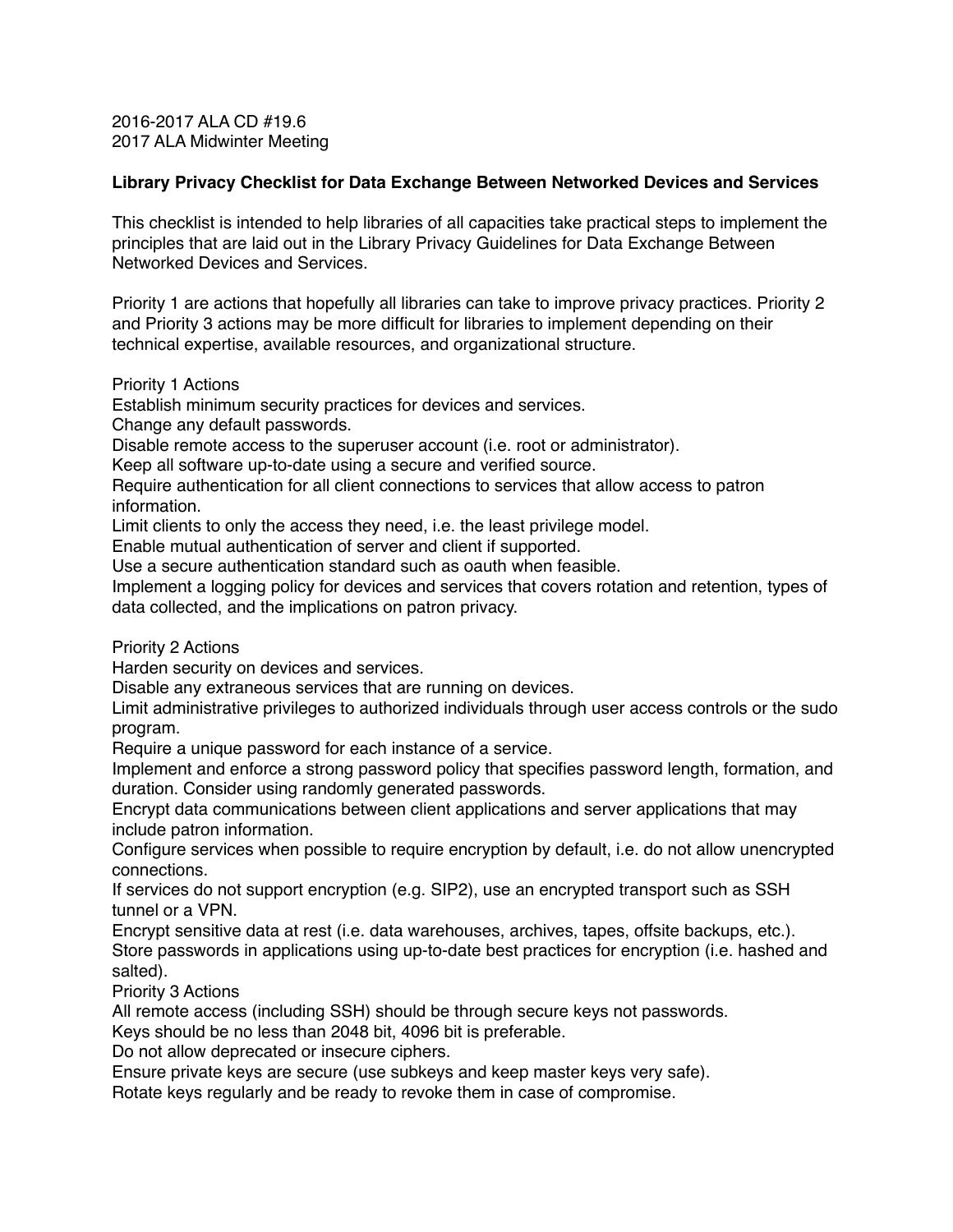2016-2017 ALA CD #19.6
2017 ALA Midwinter Meeting

**Library Privacy Checklist for Data Exchange Between Networked Devices and Services**

This checklist is intended to help libraries of all capacities take practical steps to implement the principles that are laid out in the Library Privacy Guidelines for Data Exchange Between Networked Devices and Services.

Priority 1 are actions that hopefully all libraries can take to improve privacy practices. Priority 2 and Priority 3 actions may be more difficult for libraries to implement depending on their technical expertise, available resources, and organizational structure.

Priority 1 Actions
Establish minimum security practices for devices and services.
Change any default passwords.
Disable remote access to the superuser account (i.e. root or administrator).
Keep all software up-to-date using a secure and verified source.
Require authentication for all client connections to services that allow access to patron information.
Limit clients to only the access they need, i.e. the least privilege model.
Enable mutual authentication of server and client if supported.
Use a secure authentication standard such as oauth when feasible.
Implement a logging policy for devices and services that covers rotation and retention, types of data collected, and the implications on patron privacy.

Priority 2 Actions
Harden security on devices and services.
Disable any extraneous services that are running on devices.
Limit administrative privileges to authorized individuals through user access controls or the sudo program.
Require a unique password for each instance of a service.
Implement and enforce a strong password policy that specifies password length, formation, and duration. Consider using randomly generated passwords.
Encrypt data communications between client applications and server applications that may include patron information.
Configure services when possible to require encryption by default, i.e. do not allow unencrypted connections.
If services do not support encryption (e.g. SIP2), use an encrypted transport such as SSH tunnel or a VPN.
Encrypt sensitive data at rest (i.e. data warehouses, archives, tapes, offsite backups, etc.).
Store passwords in applications using up-to-date best practices for encryption (i.e. hashed and salted).
Priority 3 Actions
All remote access (including SSH) should be through secure keys not passwords.
Keys should be no less than 2048 bit, 4096 bit is preferable.
Do not allow deprecated or insecure ciphers.
Ensure private keys are secure (use subkeys and keep master keys very safe).
Rotate keys regularly and be ready to revoke them in case of compromise.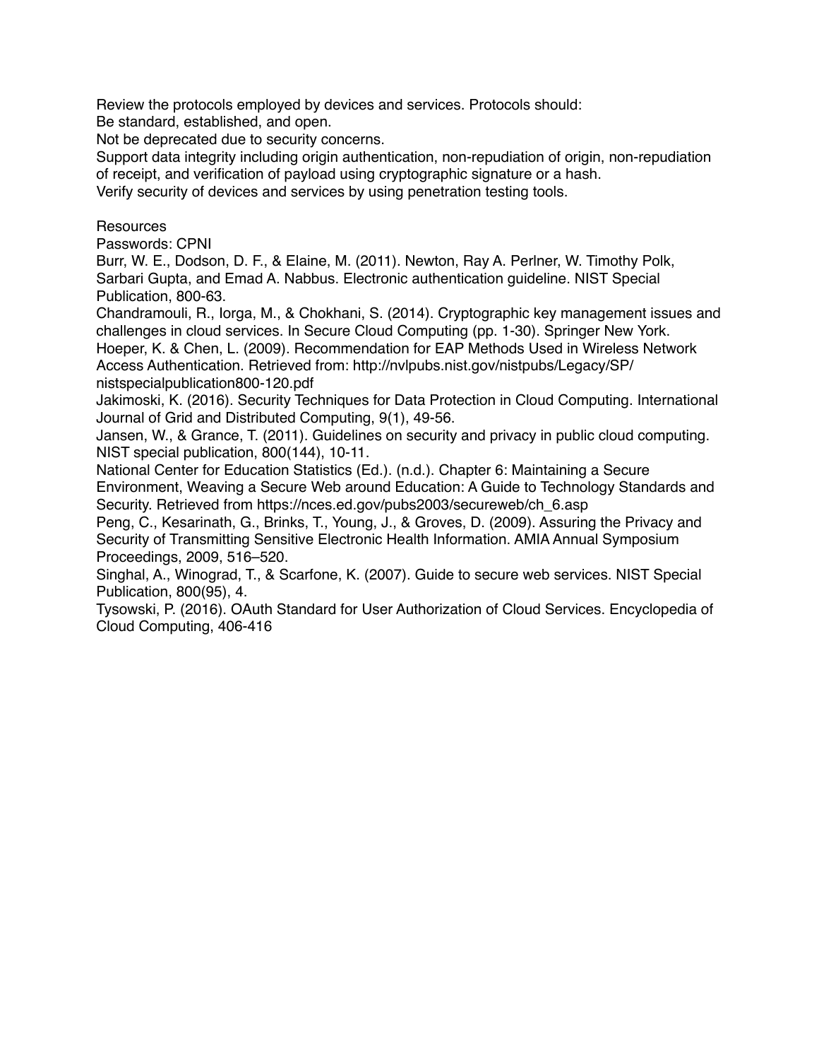Review the protocols employed by devices and services. Protocols should:
Be standard, established, and open.
Not be deprecated due to security concerns.
Support data integrity including origin authentication, non-repudiation of origin, non-repudiation of receipt, and verification of payload using cryptographic signature or a hash.
Verify security of devices and services by using penetration testing tools.

Resources
Passwords: CPNI
Burr, W. E., Dodson, D. F., & Elaine, M. (2011). Newton, Ray A. Perlner, W. Timothy Polk, Sarbari Gupta, and Emad A. Nabbus. Electronic authentication guideline. NIST Special Publication, 800-63.
Chandramouli, R., Iorga, M., & Chokhani, S. (2014). Cryptographic key management issues and challenges in cloud services. In Secure Cloud Computing (pp. 1-30). Springer New York.
Hoeper, K. & Chen, L. (2009). Recommendation for EAP Methods Used in Wireless Network Access Authentication. Retrieved from: http://nvlpubs.nist.gov/nistpubs/Legacy/SP/nistspecialpublication800-120.pdf
Jakimoski, K. (2016). Security Techniques for Data Protection in Cloud Computing. International Journal of Grid and Distributed Computing, 9(1), 49-56.
Jansen, W., & Grance, T. (2011). Guidelines on security and privacy in public cloud computing. NIST special publication, 800(144), 10-11.
National Center for Education Statistics (Ed.). (n.d.). Chapter 6: Maintaining a Secure Environment, Weaving a Secure Web around Education: A Guide to Technology Standards and Security. Retrieved from https://nces.ed.gov/pubs2003/secureweb/ch_6.asp
Peng, C., Kesarinath, G., Brinks, T., Young, J., & Groves, D. (2009). Assuring the Privacy and Security of Transmitting Sensitive Electronic Health Information. AMIA Annual Symposium Proceedings, 2009, 516–520.
Singhal, A., Winograd, T., & Scarfone, K. (2007). Guide to secure web services. NIST Special Publication, 800(95), 4.
Tysowski, P. (2016). OAuth Standard for User Authorization of Cloud Services. Encyclopedia of Cloud Computing, 406-416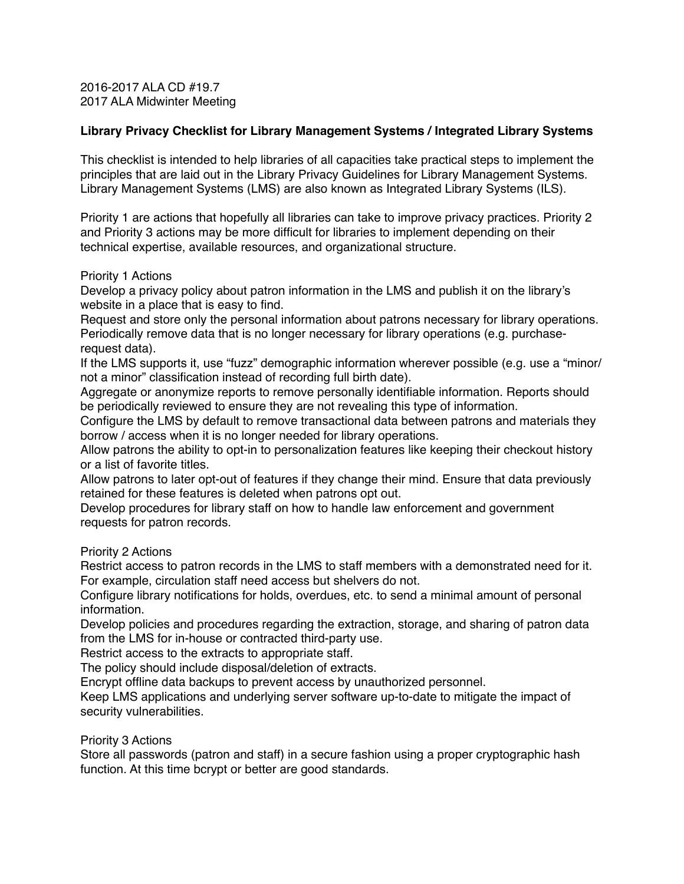2016-2017 ALA CD #19.7
2017 ALA Midwinter Meeting

**Library Privacy Checklist for Library Management Systems / Integrated Library Systems**

This checklist is intended to help libraries of all capacities take practical steps to implement the principles that are laid out in the Library Privacy Guidelines for Library Management Systems. Library Management Systems (LMS) are also known as Integrated Library Systems (ILS).

Priority 1 are actions that hopefully all libraries can take to improve privacy practices. Priority 2 and Priority 3 actions may be more difficult for libraries to implement depending on their technical expertise, available resources, and organizational structure.

Priority 1 Actions

Develop a privacy policy about patron information in the LMS and publish it on the library's website in a place that is easy to find.

Request and store only the personal information about patrons necessary for library operations.

Periodically remove data that is no longer necessary for library operations (e.g. purchase-request data).

If the LMS supports it, use "fuzz" demographic information wherever possible (e.g. use a "minor/ not a minor" classification instead of recording full birth date).

Aggregate or anonymize reports to remove personally identifiable information. Reports should be periodically reviewed to ensure they are not revealing this type of information.

Configure the LMS by default to remove transactional data between patrons and materials they borrow / access when it is no longer needed for library operations.

Allow patrons the ability to opt-in to personalization features like keeping their checkout history or a list of favorite titles.

Allow patrons to later opt-out of features if they change their mind. Ensure that data previously retained for these features is deleted when patrons opt out.

Develop procedures for library staff on how to handle law enforcement and government requests for patron records.

Priority 2 Actions

Restrict access to patron records in the LMS to staff members with a demonstrated need for it. For example, circulation staff need access but shelvers do not.

Configure library notifications for holds, overdues, etc. to send a minimal amount of personal information.

Develop policies and procedures regarding the extraction, storage, and sharing of patron data from the LMS for in-house or contracted third-party use.

Restrict access to the extracts to appropriate staff.

The policy should include disposal/deletion of extracts.

Encrypt offline data backups to prevent access by unauthorized personnel.

Keep LMS applications and underlying server software up-to-date to mitigate the impact of security vulnerabilities.

Priority 3 Actions

Store all passwords (patron and staff) in a secure fashion using a proper cryptographic hash function. At this time bcrypt or better are good standards.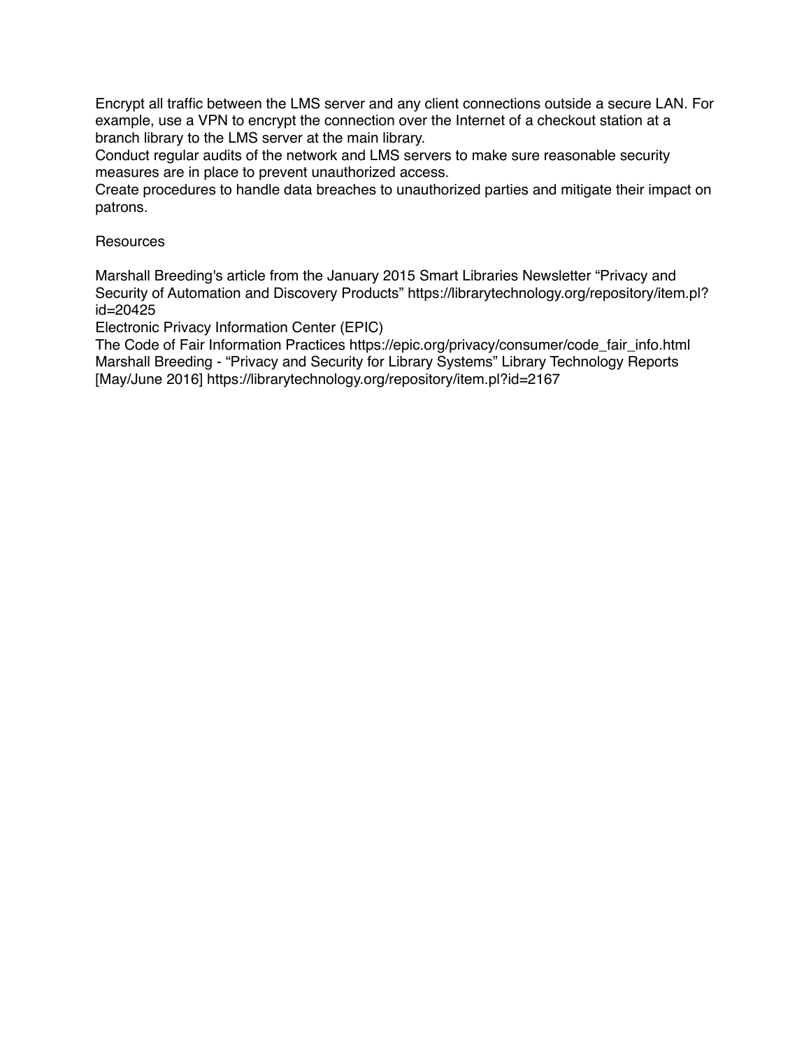Encrypt all traffic between the LMS server and any client connections outside a secure LAN. For example, use a VPN to encrypt the connection over the Internet of a checkout station at a branch library to the LMS server at the main library.

Conduct regular audits of the network and LMS servers to make sure reasonable security measures are in place to prevent unauthorized access.

Create procedures to handle data breaches to unauthorized parties and mitigate their impact on patrons.

Resources

Marshall Breeding's article from the January 2015 Smart Libraries Newsletter "Privacy and Security of Automation and Discovery Products" https://librarytechnology.org/repository/item.pl?id=20425

Electronic Privacy Information Center (EPIC)

The Code of Fair Information Practices https://epic.org/privacy/consumer/code_fair_info.html

Marshall Breeding - "Privacy and Security for Library Systems" Library Technology Reports [May/June 2016] https://librarytechnology.org/repository/item.pl?id=2167